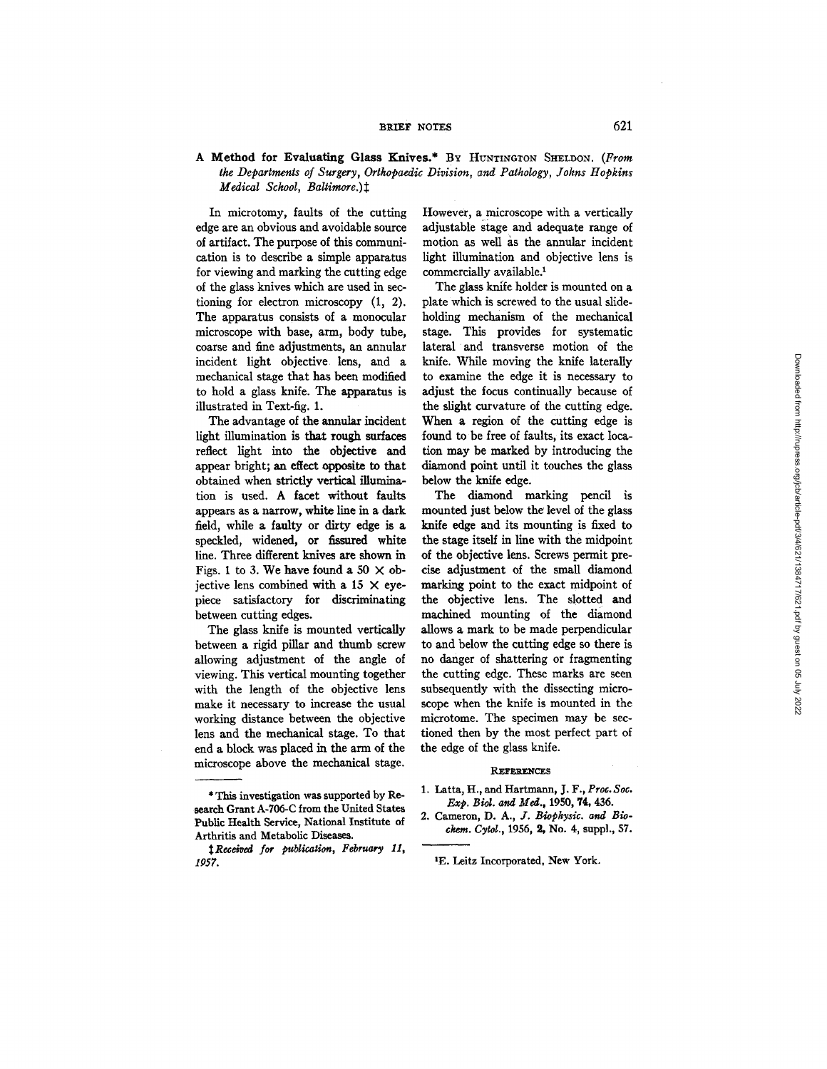**A Method for Evaluating Glass Knives.*** BY HUNTINGTON SHELDON. (*From the Departments of Surgery, Orthopaedic Division, and Pathology, Johns Hopkins Medical School, Baltimore.*)‡

In microtomy, faults of the cutting edge are an obvious and avoidable source of artifact. The purpose of this communication is to describe a simple apparatus for viewing and marking the cutting edge of the glass knives which are used in sectioning for electron microscopy (1, 2). The apparatus consists of a monocular microscope with base, arm, body tube, coarse and fine adjustments, an annular incident light objective lens, and a mechanical stage that has been modified to hold a glass knife. The apparatus is illustrated in Text-fig. 1.

The advantage of the annular incident light illumination is that rough surfaces reflect light into the objective and appear bright; an effect opposite to that obtained when strictly vertical illumination is used. A facet without faults appears as a narrow, white line in a dark field, while a faulty or dirty edge is a speckled, widened, or fissured white line. Three different knives are shown in Figs. 1 to 3. We have found a 50 × objective lens combined with a 15 × eyepiece satisfactory for discriminating between cutting edges.

The glass knife is mounted vertically between a rigid pillar and thumb screw allowing adjustment of the angle of viewing. This vertical mounting together with the length of the objective lens make it necessary to increase the usual working distance between the objective lens and the mechanical stage. To that end a block was placed in the arm of the microscope above the mechanical stage. However, a microscope with a vertically adjustable stage and adequate range of motion as well as the annular incident light illumination and objective lens is commercially available.[1]

The glass knife holder is mounted on a plate which is screwed to the usual slide-holding mechanism of the mechanical stage. This provides for systematic lateral and transverse motion of the knife. While moving the knife laterally to examine the edge it is necessary to adjust the focus continually because of the slight curvature of the cutting edge. When a region of the cutting edge is found to be free of faults, its exact location may be marked by introducing the diamond point until it touches the glass below the knife edge.

The diamond marking pencil is mounted just below the level of the glass knife edge and its mounting is fixed to the stage itself in line with the midpoint of the objective lens. Screws permit precise adjustment of the small diamond marking point to the exact midpoint of the objective lens. The slotted and machined mounting of the diamond allows a mark to be made perpendicular to and below the cutting edge so there is no danger of shattering or fragmenting the cutting edge. These marks are seen subsequently with the dissecting microscope when the knife is mounted in the microtome. The specimen may be sectioned then by the most perfect part of the edge of the glass knife.

REFERENCES

1. Latta, H., and Hartmann, J. F., *Proc. Soc. Exp. Biol. and Med.*, 1950, **74**, 436.
2. Cameron, D. A., *J. Biophysic. and Biochem. Cytol.*, 1956, **2**, No. 4, suppl., 57.

---

* This investigation was supported by Research Grant A-706-C from the United States Public Health Service, National Institute of Arthritis and Metabolic Diseases.

‡ *Received for publication, February 11, 1957.*

[1] E. Leitz Incorporated, New York.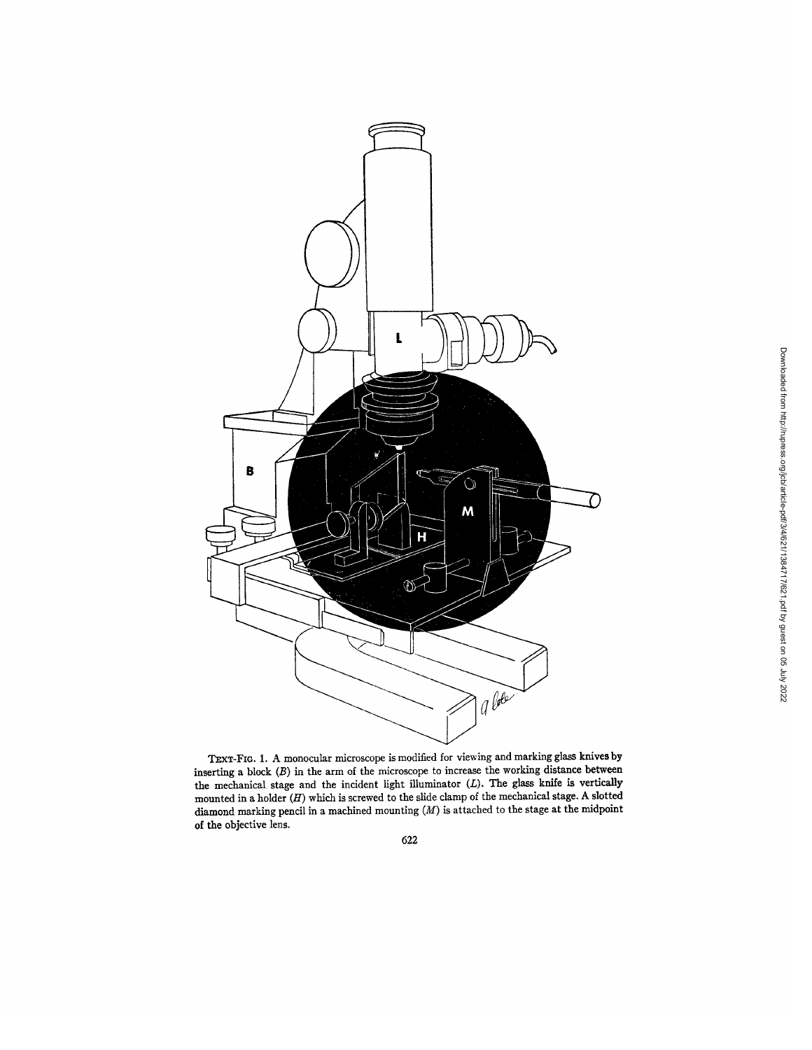TEXT-FIG. 1. A monocular microscope is modified for viewing and marking glass knives by inserting a block (*B*) in the arm of the microscope to increase the working distance between the mechanical stage and the incident light illuminator (*L*). The glass knife is vertically mounted in a holder (*H*) which is screwed to the slide clamp of the mechanical stage. A slotted diamond marking pencil in a machined mounting (*M*) is attached to the stage at the midpoint of the objective lens.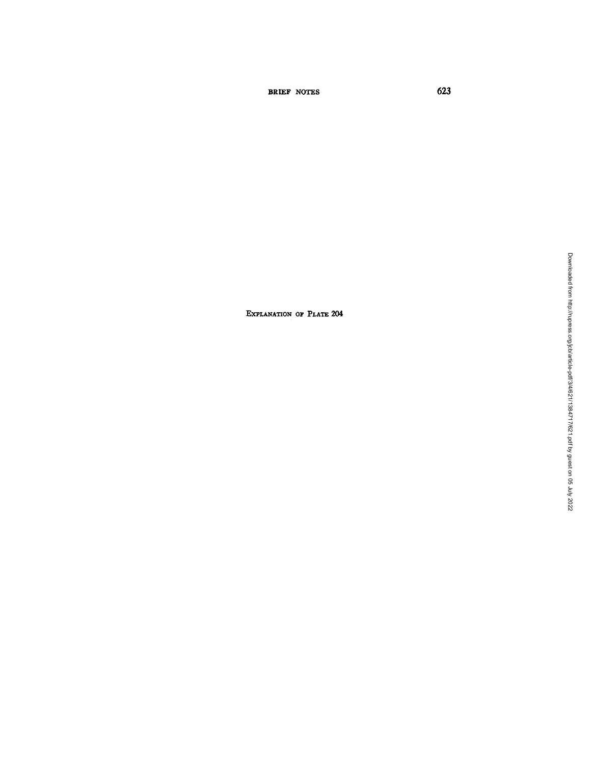Explanation of Plate 204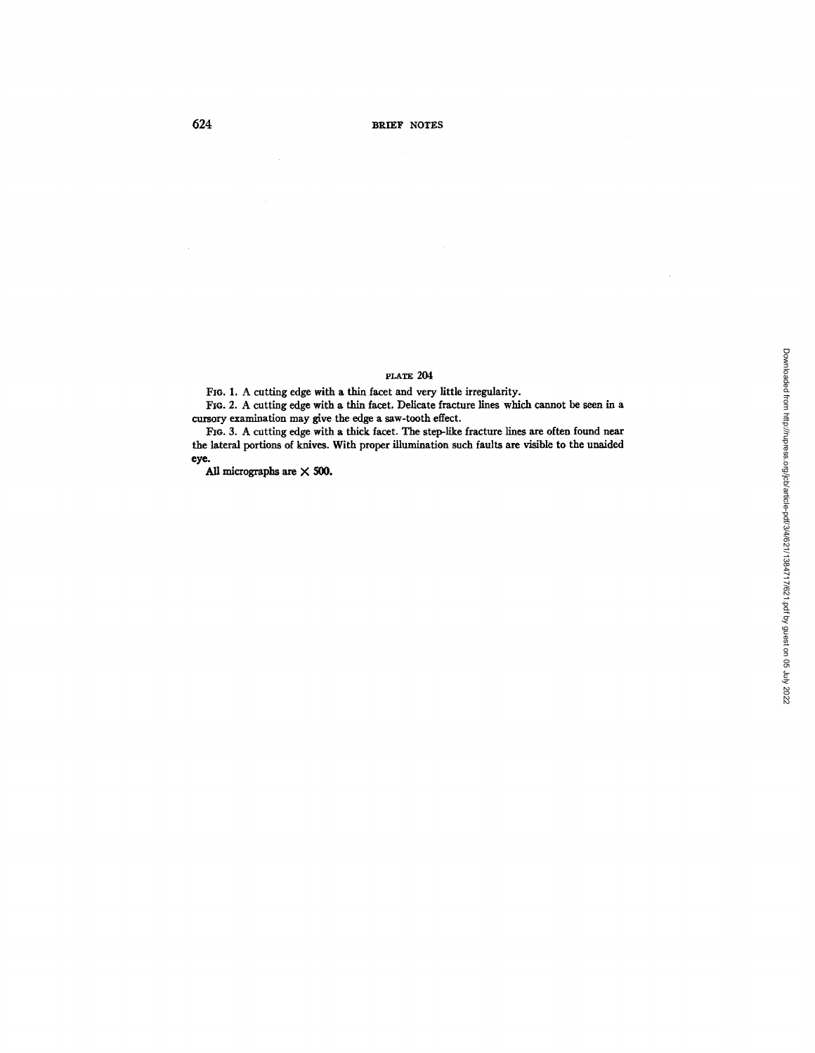PLATE 204

FIG. 1. A cutting edge with a thin facet and very little irregularity.

FIG. 2. A cutting edge with a thin facet. Delicate fracture lines which cannot be seen in a cursory examination may give the edge a saw-tooth effect.

FIG. 3. A cutting edge with a thick facet. The step-like fracture lines are often found near the lateral portions of knives. With proper illumination such faults are visible to the unaided eye.

**All micrographs are × 500.**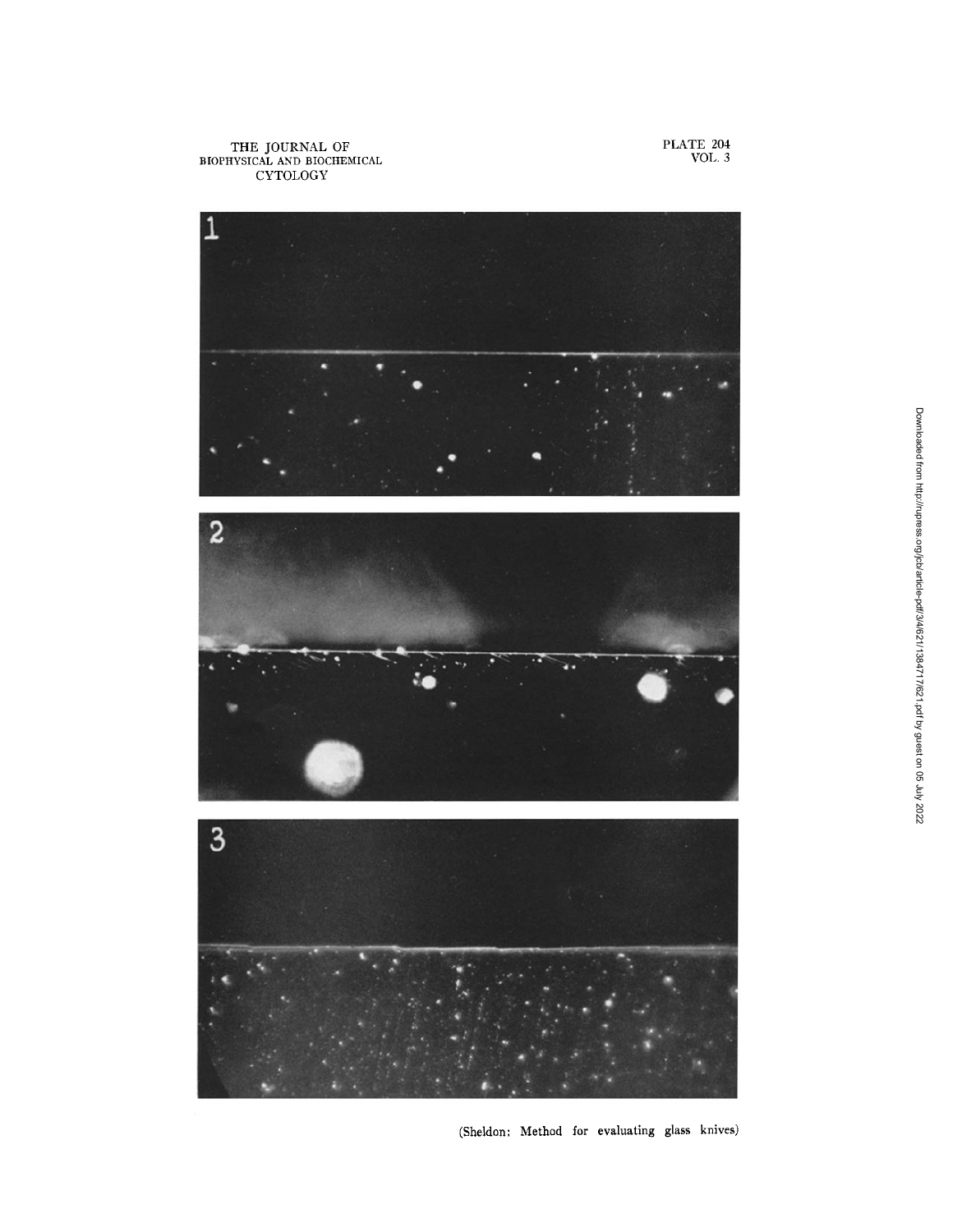1

2

3

(Sheldon: Method for evaluating glass knives)